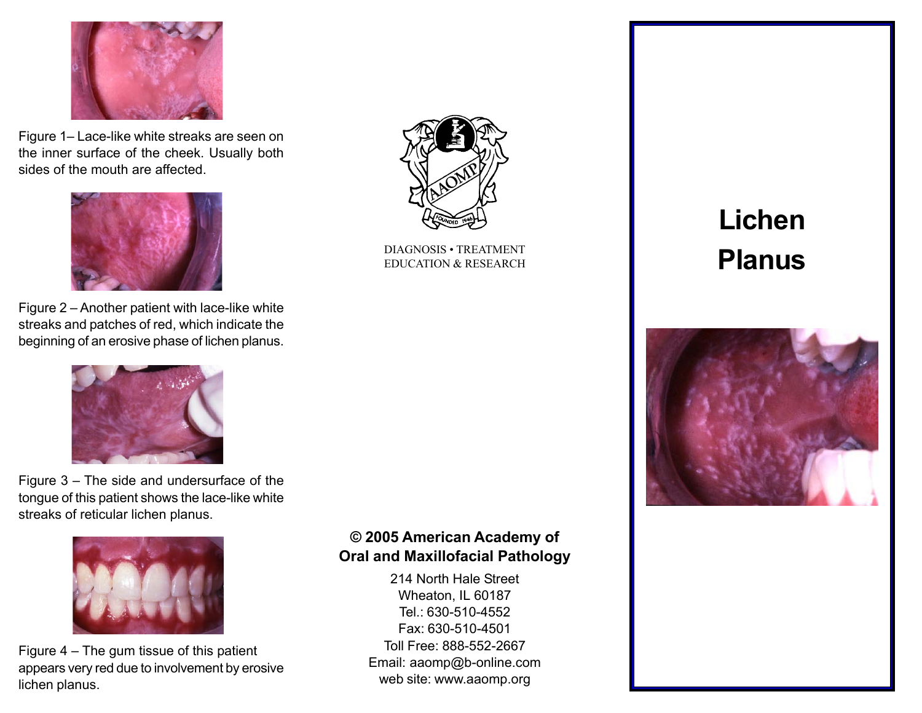Figure 1– Lace-like white streaks are seen on the inner surface of the cheek. Usually both sides of the mouth are affected.

Figure 2 – Another patient with lace-like white streaks and patches of red, which indicate the beginning of an erosive phase of lichen planus.

Figure 3 – The side and undersurface of the tongue of this patient shows the lace-like white streaks of reticular lichen planus.

Figure 4 – The gum tissue of this patient appears very red due to involvement by erosive lichen planus.

DIAGNOSIS • TREATMENT
EDUCATION & RESEARCH

**© 2005 American Academy of Oral and Maxillofacial Pathology**

214 North Hale Street
Wheaton, IL 60187
Tel.: 630-510-4552
Fax: 630-510-4501
Toll Free: 888-552-2667
Email: aaomp@b-online.com
web site: www.aaomp.org

# Lichen Planus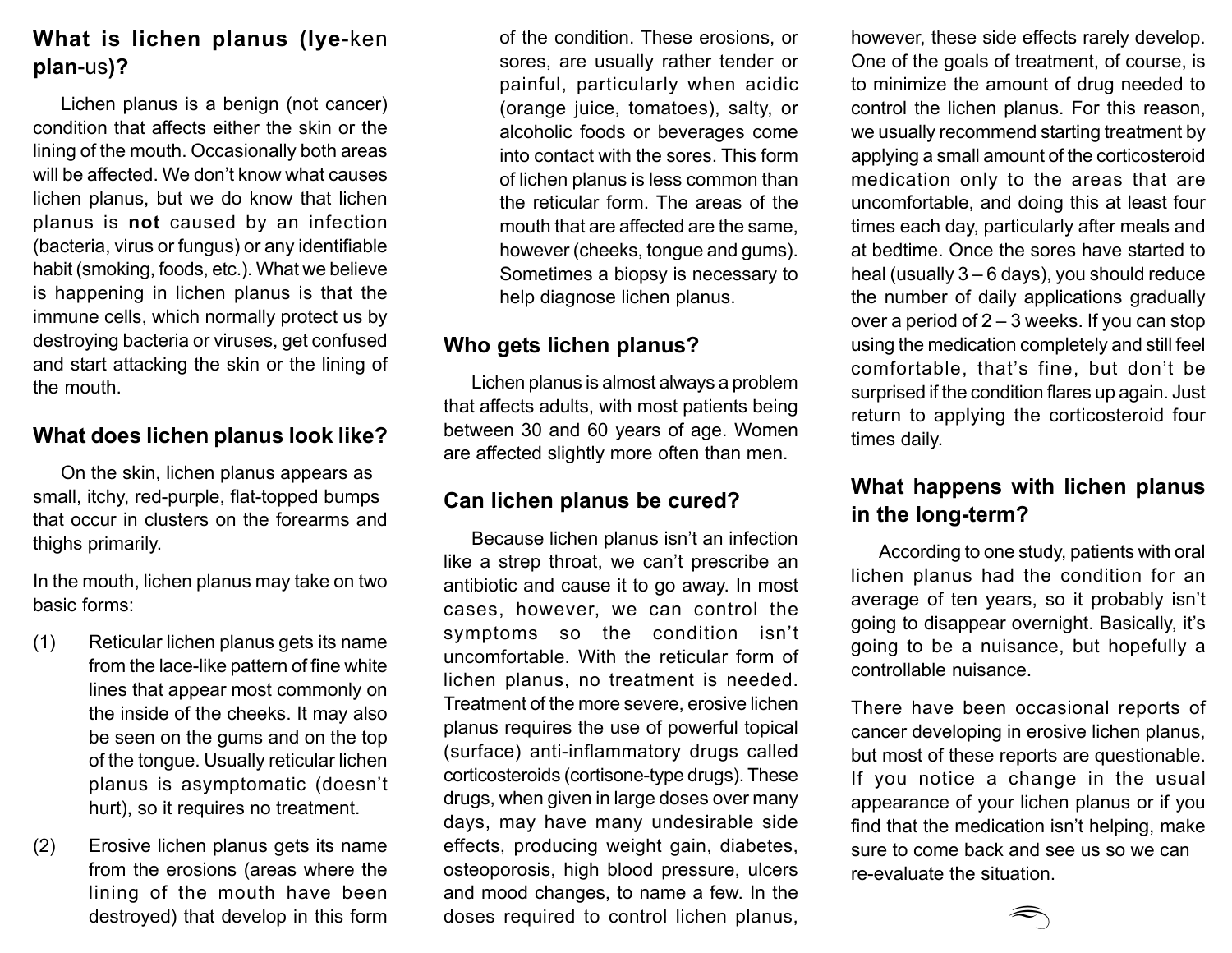## What is lichen planus (**lye**-ken **plan**-us)?

Lichen planus is a benign (not cancer) condition that affects either the skin or the lining of the mouth. Occasionally both areas will be affected. We don't know what causes lichen planus, but we do know that lichen planus is **not** caused by an infection (bacteria, virus or fungus) or any identifiable habit (smoking, foods, etc.). What we believe is happening in lichen planus is that the immune cells, which normally protect us by destroying bacteria or viruses, get confused and start attacking the skin or the lining of the mouth.

## What does lichen planus look like?

On the skin, lichen planus appears as small, itchy, red-purple, flat-topped bumps that occur in clusters on the forearms and thighs primarily.

In the mouth, lichen planus may take on two basic forms:

(1) Reticular lichen planus gets its name from the lace-like pattern of fine white lines that appear most commonly on the inside of the cheeks. It may also be seen on the gums and on the top of the tongue. Usually reticular lichen planus is asymptomatic (doesn't hurt), so it requires no treatment.

(2) Erosive lichen planus gets its name from the erosions (areas where the lining of the mouth have been destroyed) that develop in this form of the condition. These erosions, or sores, are usually rather tender or painful, particularly when acidic (orange juice, tomatoes), salty, or alcoholic foods or beverages come into contact with the sores. This form of lichen planus is less common than the reticular form. The areas of the mouth that are affected are the same, however (cheeks, tongue and gums). Sometimes a biopsy is necessary to help diagnose lichen planus.

## Who gets lichen planus?

Lichen planus is almost always a problem that affects adults, with most patients being between 30 and 60 years of age. Women are affected slightly more often than men.

## Can lichen planus be cured?

Because lichen planus isn't an infection like a strep throat, we can't prescribe an antibiotic and cause it to go away. In most cases, however, we can control the symptoms so the condition isn't uncomfortable. With the reticular form of lichen planus, no treatment is needed. Treatment of the more severe, erosive lichen planus requires the use of powerful topical (surface) anti-inflammatory drugs called corticosteroids (cortisone-type drugs). These drugs, when given in large doses over many days, may have many undesirable side effects, producing weight gain, diabetes, osteoporosis, high blood pressure, ulcers and mood changes, to name a few. In the doses required to control lichen planus, however, these side effects rarely develop. One of the goals of treatment, of course, is to minimize the amount of drug needed to control the lichen planus. For this reason, we usually recommend starting treatment by applying a small amount of the corticosteroid medication only to the areas that are uncomfortable, and doing this at least four times each day, particularly after meals and at bedtime. Once the sores have started to heal (usually 3 – 6 days), you should reduce the number of daily applications gradually over a period of 2 – 3 weeks. If you can stop using the medication completely and still feel comfortable, that's fine, but don't be surprised if the condition flares up again. Just return to applying the corticosteroid four times daily.

## What happens with lichen planus in the long-term?

According to one study, patients with oral lichen planus had the condition for an average of ten years, so it probably isn't going to disappear overnight. Basically, it's going to be a nuisance, but hopefully a controllable nuisance.

There have been occasional reports of cancer developing in erosive lichen planus, but most of these reports are questionable. If you notice a change in the usual appearance of your lichen planus or if you find that the medication isn't helping, make sure to come back and see us so we can re-evaluate the situation.